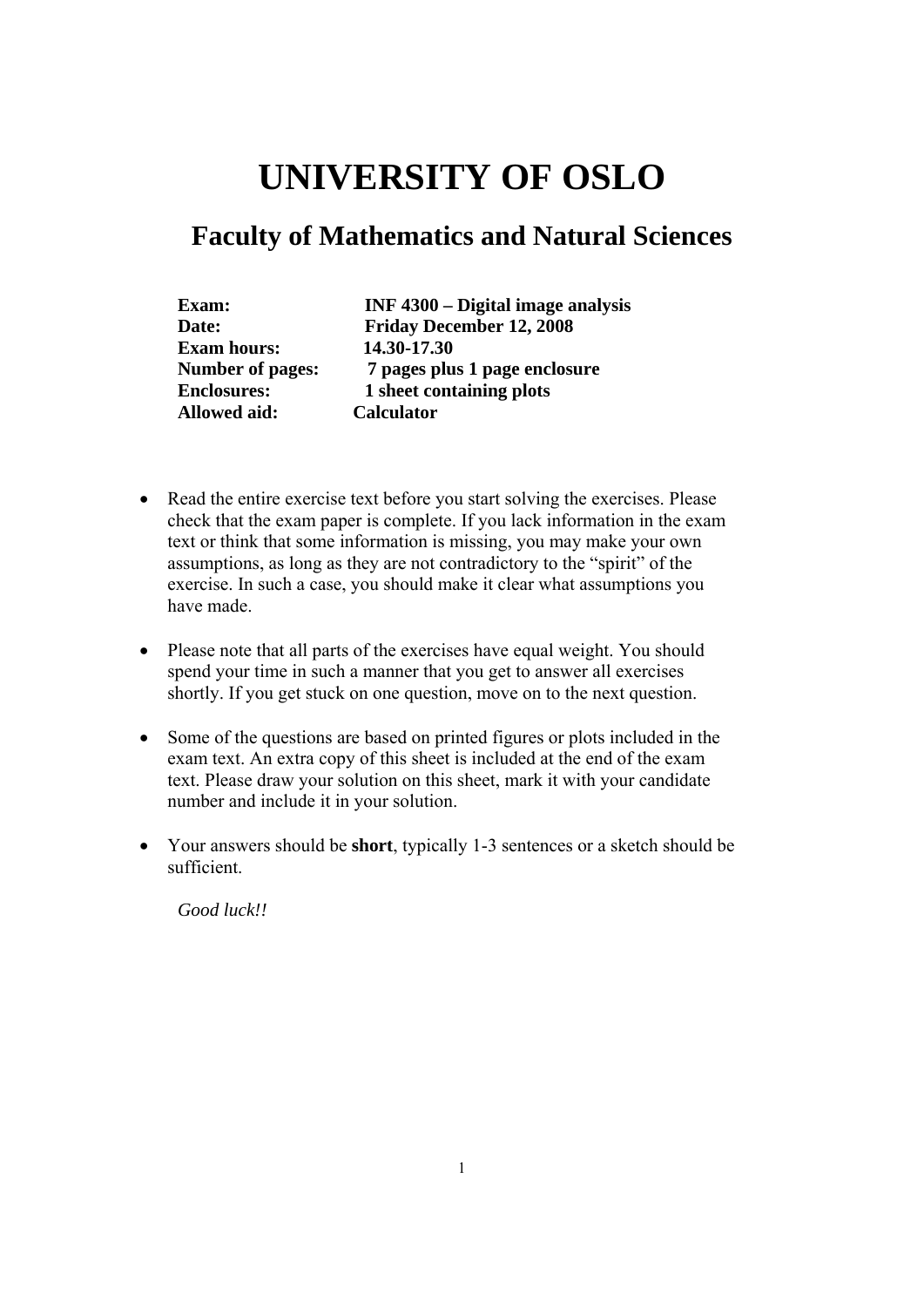# UNIVERSITY OF OSLO

## Faculty of Mathematics and Natural Sciences

**Exam:** INF 4300 – Digital image analysis
**Date:** Friday December 12, 2008
**Exam hours:** 14.30-17.30
**Number of pages:** 7 pages plus 1 page enclosure
**Enclosures:** 1 sheet containing plots
**Allowed aid:** Calculator

- Read the entire exercise text before you start solving the exercises. Please check that the exam paper is complete. If you lack information in the exam text or think that some information is missing, you may make your own assumptions, as long as they are not contradictory to the "spirit" of the exercise. In such a case, you should make it clear what assumptions you have made.

- Please note that all parts of the exercises have equal weight. You should spend your time in such a manner that you get to answer all exercises shortly. If you get stuck on one question, move on to the next question.

- Some of the questions are based on printed figures or plots included in the exam text. An extra copy of this sheet is included at the end of the exam text. Please draw your solution on this sheet, mark it with your candidate number and include it in your solution.

- Your answers should be **short**, typically 1-3 sentences or a sketch should be sufficient.

*Good luck!!*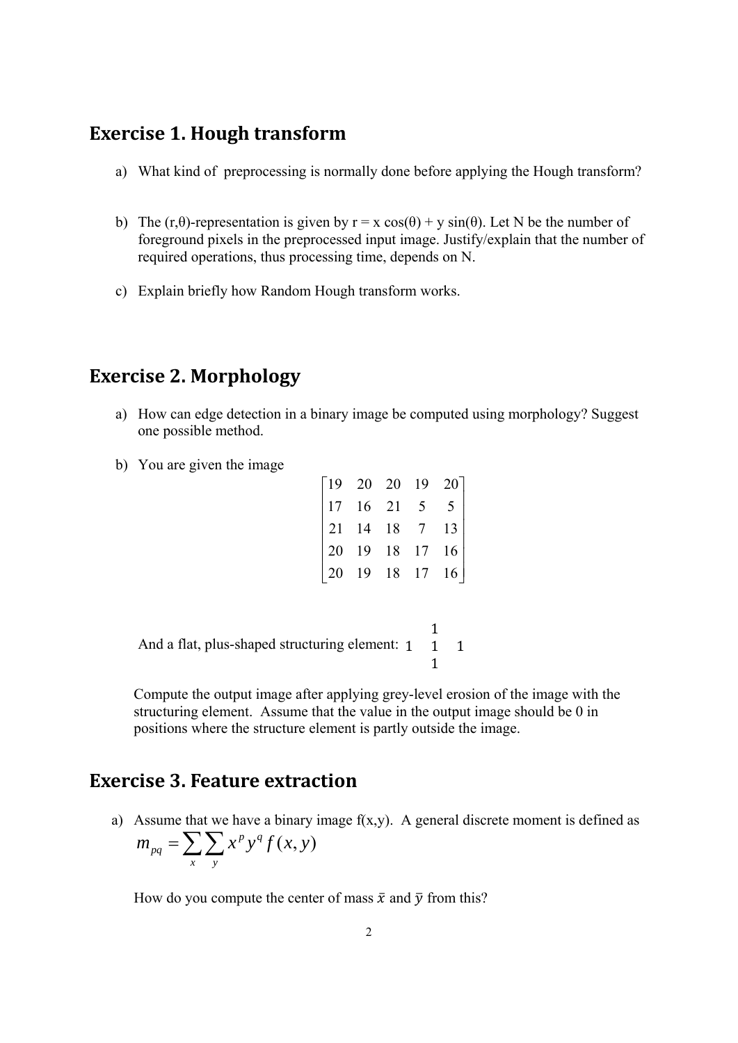## Exercise 1. Hough transform

a) What kind of preprocessing is normally done before applying the Hough transform?

b) The (r,θ)-representation is given by r = x cos(θ) + y sin(θ). Let N be the number of foreground pixels in the preprocessed input image. Justify/explain that the number of required operations, thus processing time, depends on N.

c) Explain briefly how Random Hough transform works.

## Exercise 2. Morphology

a) How can edge detection in a binary image be computed using morphology? Suggest one possible method.

b) You are given the image

$$\begin{bmatrix} 19 & 20 & 20 & 19 & 20 \\ 17 & 16 & 21 & 5 & 5 \\ 21 & 14 & 18 & 7 & 13 \\ 20 & 19 & 18 & 17 & 16 \\ 20 & 19 & 18 & 17 & 16 \end{bmatrix}$$

And a flat, plus-shaped structuring element:
$$\begin{matrix} & 1 & \\ 1 & 1 & 1 \\ & 1 & \end{matrix}$$

Compute the output image after applying grey-level erosion of the image with the structuring element. Assume that the value in the output image should be 0 in positions where the structure element is partly outside the image.

## Exercise 3. Feature extraction

a) Assume that we have a binary image f(x,y). A general discrete moment is defined as

$$m_{pq} = \sum_x \sum_y x^p y^q f(x,y)$$

How do you compute the center of mass $\bar{x}$ and $\bar{y}$ from this?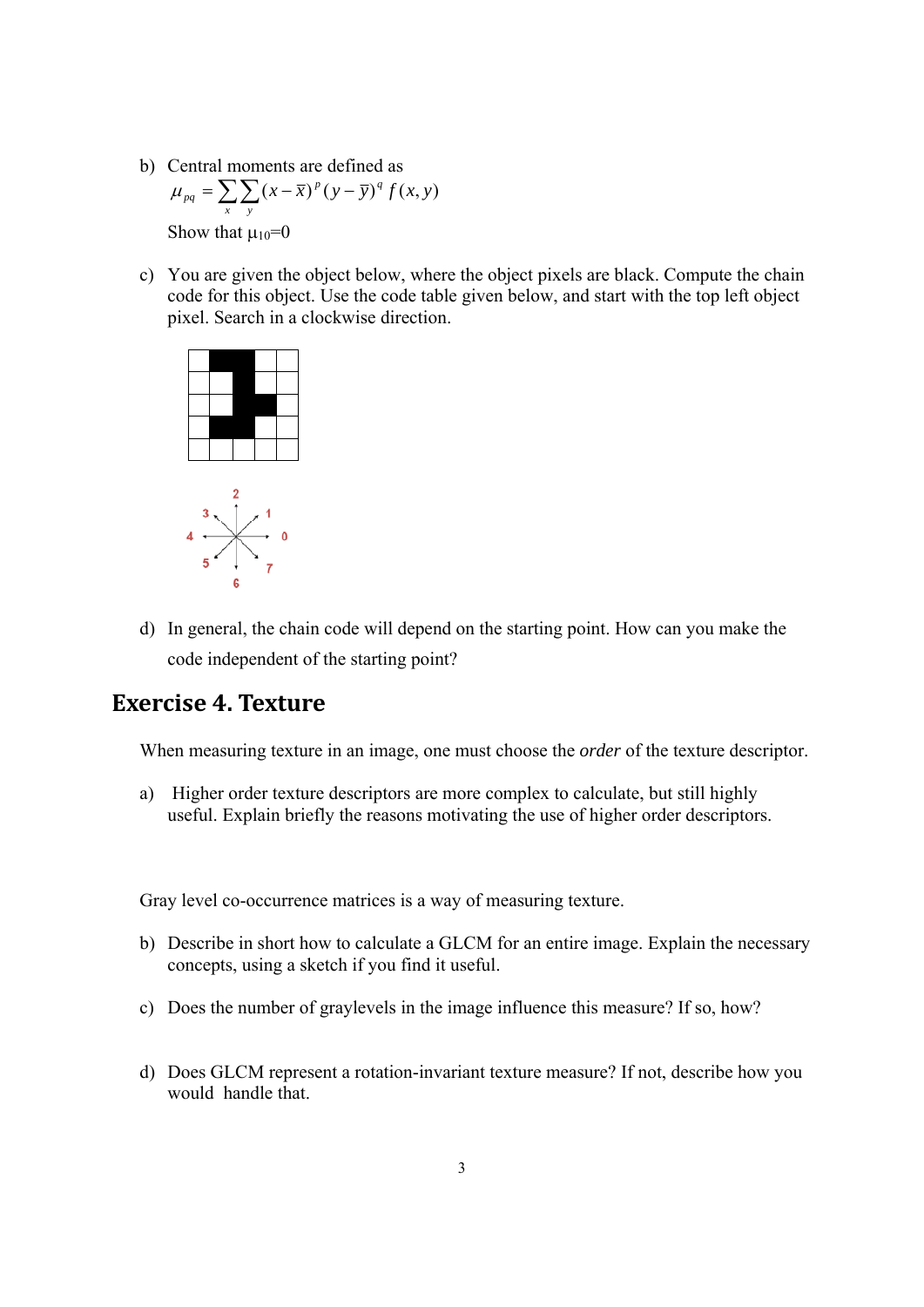b) Central moments are defined as

$$\mu_{pq} = \sum_x \sum_y (x - \bar{x})^p (y - \bar{y})^q f(x, y)$$

Show that $\mu_{10}=0$

c) You are given the object below, where the object pixels are black. Compute the chain code for this object. Use the code table given below, and start with the top left object pixel. Search in a clockwise direction.

d) In general, the chain code will depend on the starting point. How can you make the code independent of the starting point?

## Exercise 4. Texture

When measuring texture in an image, one must choose the *order* of the texture descriptor.

a) Higher order texture descriptors are more complex to calculate, but still highly useful. Explain briefly the reasons motivating the use of higher order descriptors.

Gray level co-occurrence matrices is a way of measuring texture.

b) Describe in short how to calculate a GLCM for an entire image. Explain the necessary concepts, using a sketch if you find it useful.

c) Does the number of graylevels in the image influence this measure? If so, how?

d) Does GLCM represent a rotation-invariant texture measure? If not, describe how you would handle that.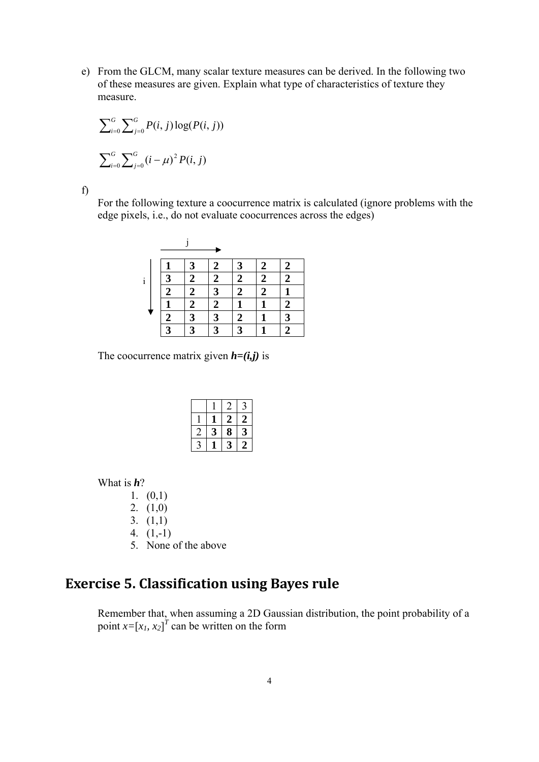e) From the GLCM, many scalar texture measures can be derived. In the following two of these measures are given. Explain what type of characteristics of texture they measure.

$$\sum_{i=0}^{G} \sum_{j=0}^{G} P(i,j) \log(P(i,j))$$

$$\sum_{i=0}^{G} \sum_{j=0}^{G} (i-\mu)^2 P(i,j)$$

f) For the following texture a coocurrence matrix is calculated (ignore problems with the edge pixels, i.e., do not evaluate coocurrences across the edges)

j →

i ↓

| | | | | | |
|---|---|---|---|---|---|
| **1** | **3** | **2** | **3** | **2** | **2** |
| **3** | **2** | **2** | **2** | **2** | **2** |
| **2** | **2** | **3** | **2** | **2** | **1** |
| **1** | **2** | **2** | **1** | **1** | **2** |
| **2** | **3** | **3** | **2** | **1** | **3** |
| **3** | **3** | **3** | **3** | **1** | **2** |

The coocurrence matrix given ***h=(i,j)*** is

| | 1 | 2 | 3 |
|---|---|---|---|
| 1 | **1** | **2** | **2** |
| 2 | **3** | **8** | **3** |
| 3 | **1** | **3** | **2** |

What is ***h***?

1. (0,1)
2. (1,0)
3. (1,1)
4. (1,-1)
5. None of the above

## Exercise 5. Classification using Bayes rule

Remember that, when assuming a 2D Gaussian distribution, the point probability of a point $x=[x_1, x_2]^T$ can be written on the form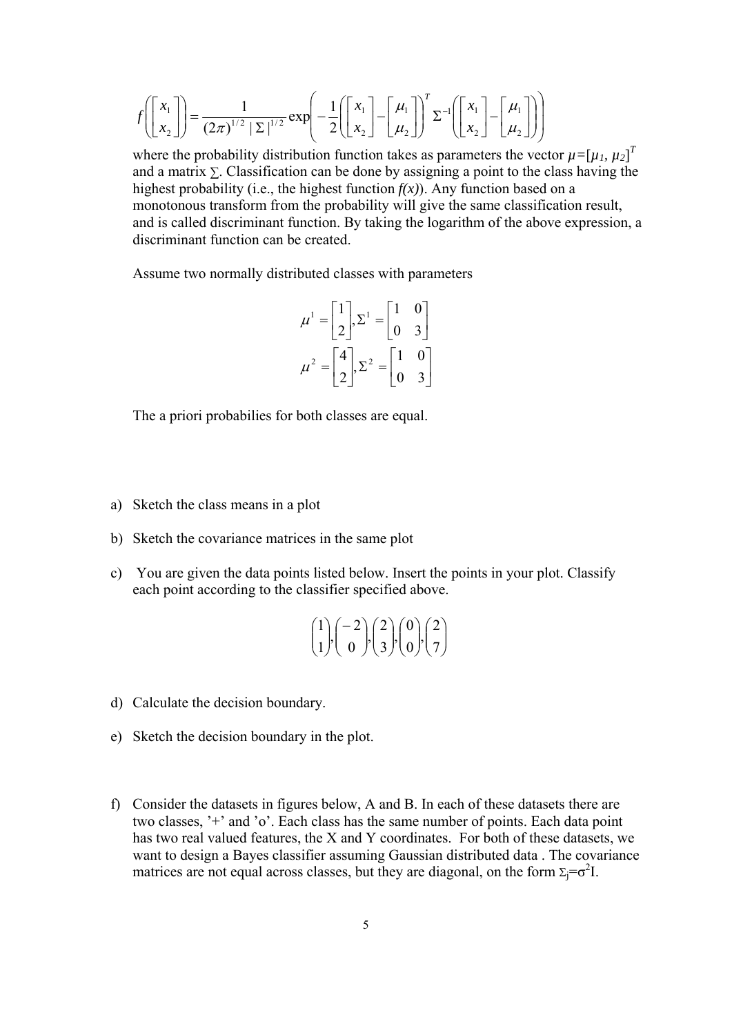$$f\left(\begin{bmatrix} x_1 \\ x_2 \end{bmatrix}\right) = \frac{1}{(2\pi)^{1/2}\,|\,\Sigma\,|^{1/2}} \exp\left( -\frac{1}{2}\left(\begin{bmatrix} x_1 \\ x_2 \end{bmatrix} - \begin{bmatrix} \mu_1 \\ \mu_2 \end{bmatrix}\right)^T \Sigma^{-1} \left(\begin{bmatrix} x_1 \\ x_2 \end{bmatrix} - \begin{bmatrix} \mu_1 \\ \mu_2 \end{bmatrix}\right)\right)$$

where the probability distribution function takes as parameters the vector $\mu=[\mu_1, \mu_2]^T$ and a matrix $\Sigma$. Classification can be done by assigning a point to the class having the highest probability (i.e., the highest function $f(x)$). Any function based on a monotonous transform from the probability will give the same classification result, and is called discriminant function. By taking the logarithm of the above expression, a discriminant function can be created.

Assume two normally distributed classes with parameters

$$\mu^1 = \begin{bmatrix} 1 \\ 2 \end{bmatrix}, \Sigma^1 = \begin{bmatrix} 1 & 0 \\ 0 & 3 \end{bmatrix}$$

$$\mu^2 = \begin{bmatrix} 4 \\ 2 \end{bmatrix}, \Sigma^2 = \begin{bmatrix} 1 & 0 \\ 0 & 3 \end{bmatrix}$$

The a priori probabilies for both classes are equal.

a) Sketch the class means in a plot

b) Sketch the covariance matrices in the same plot

c) You are given the data points listed below. Insert the points in your plot. Classify each point according to the classifier specified above.

$$\begin{pmatrix} 1 \\ 1 \end{pmatrix}, \begin{pmatrix} -2 \\ 0 \end{pmatrix}, \begin{pmatrix} 2 \\ 3 \end{pmatrix}, \begin{pmatrix} 0 \\ 0 \end{pmatrix}, \begin{pmatrix} 2 \\ 7 \end{pmatrix}$$

d) Calculate the decision boundary.

e) Sketch the decision boundary in the plot.

f) Consider the datasets in figures below, A and B. In each of these datasets there are two classes, '+' and 'o'. Each class has the same number of points. Each data point has two real valued features, the X and Y coordinates. For both of these datasets, we want to design a Bayes classifier assuming Gaussian distributed data . The covariance matrices are not equal across classes, but they are diagonal, on the form $\Sigma_j=\sigma^2 I$.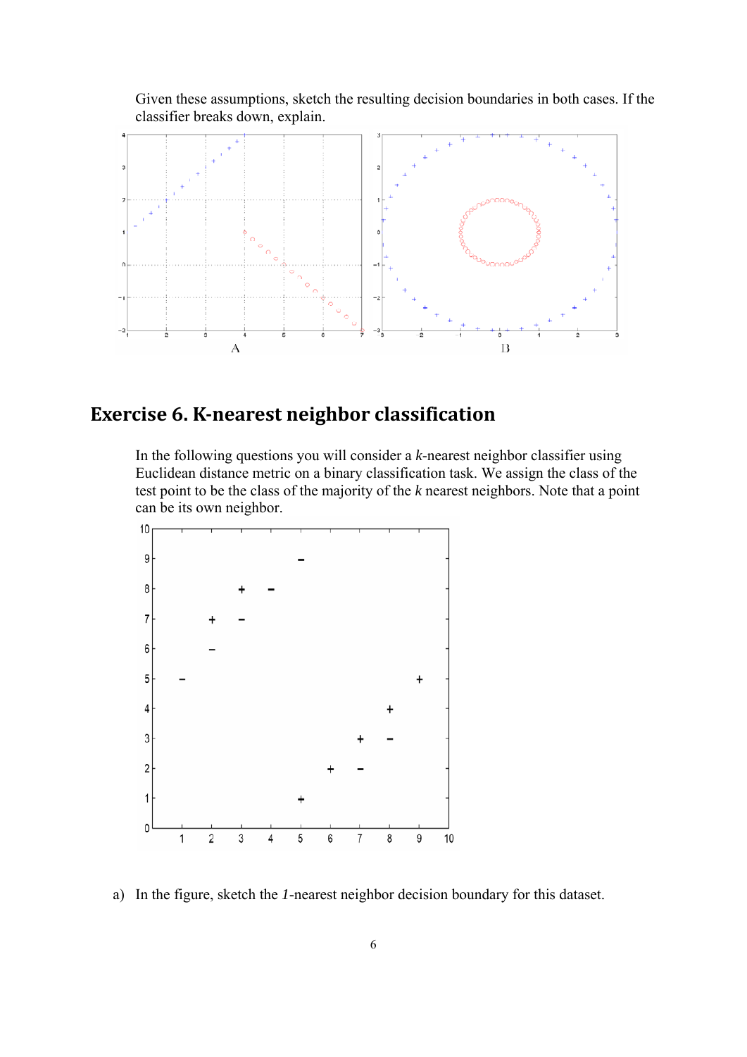Given these assumptions, sketch the resulting decision boundaries in both cases. If the classifier breaks down, explain.

## Exercise 6. K-nearest neighbor classification

In the following questions you will consider a *k*-nearest neighbor classifier using Euclidean distance metric on a binary classification task. We assign the class of the test point to be the class of the majority of the *k* nearest neighbors. Note that a point can be its own neighbor.

a) In the figure, sketch the *1*-nearest neighbor decision boundary for this dataset.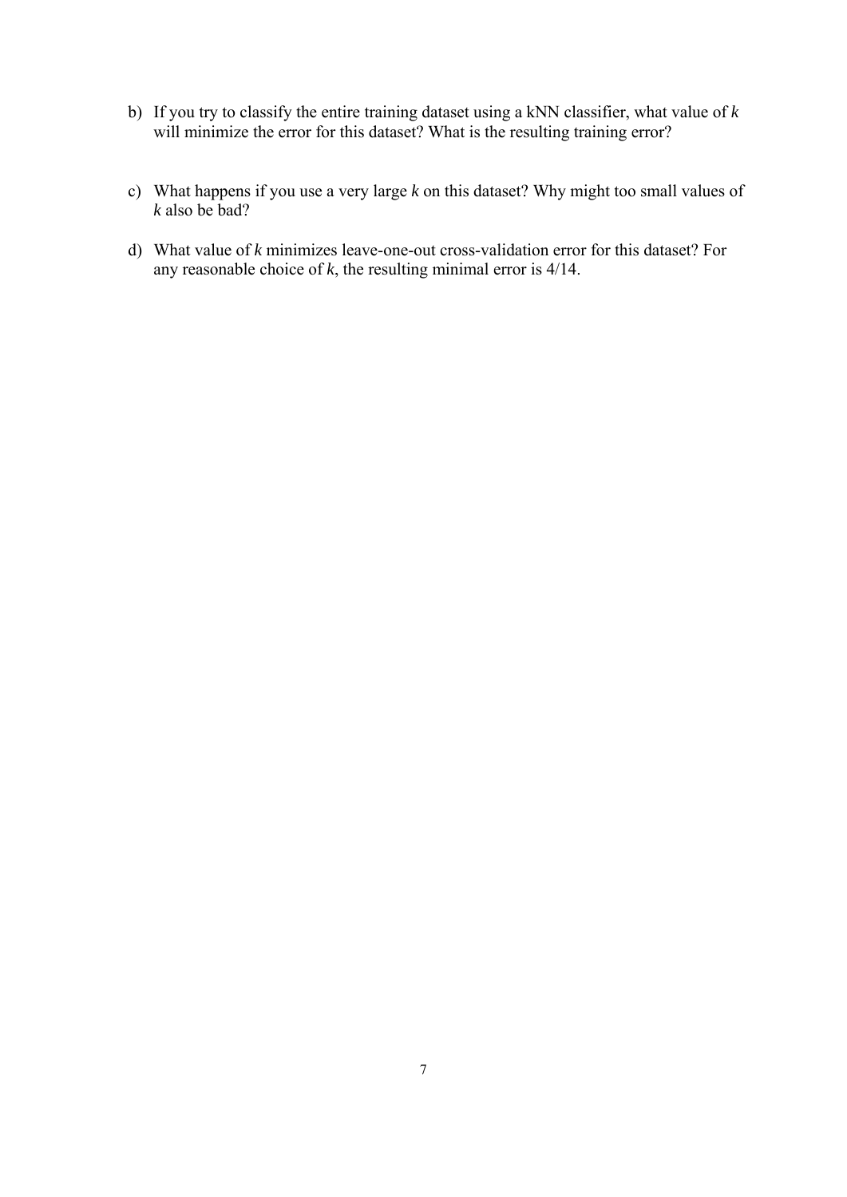b) If you try to classify the entire training dataset using a kNN classifier, what value of *k* will minimize the error for this dataset? What is the resulting training error?

c) What happens if you use a very large *k* on this dataset? Why might too small values of *k* also be bad?

d) What value of *k* minimizes leave-one-out cross-validation error for this dataset? For any reasonable choice of *k*, the resulting minimal error is 4/14.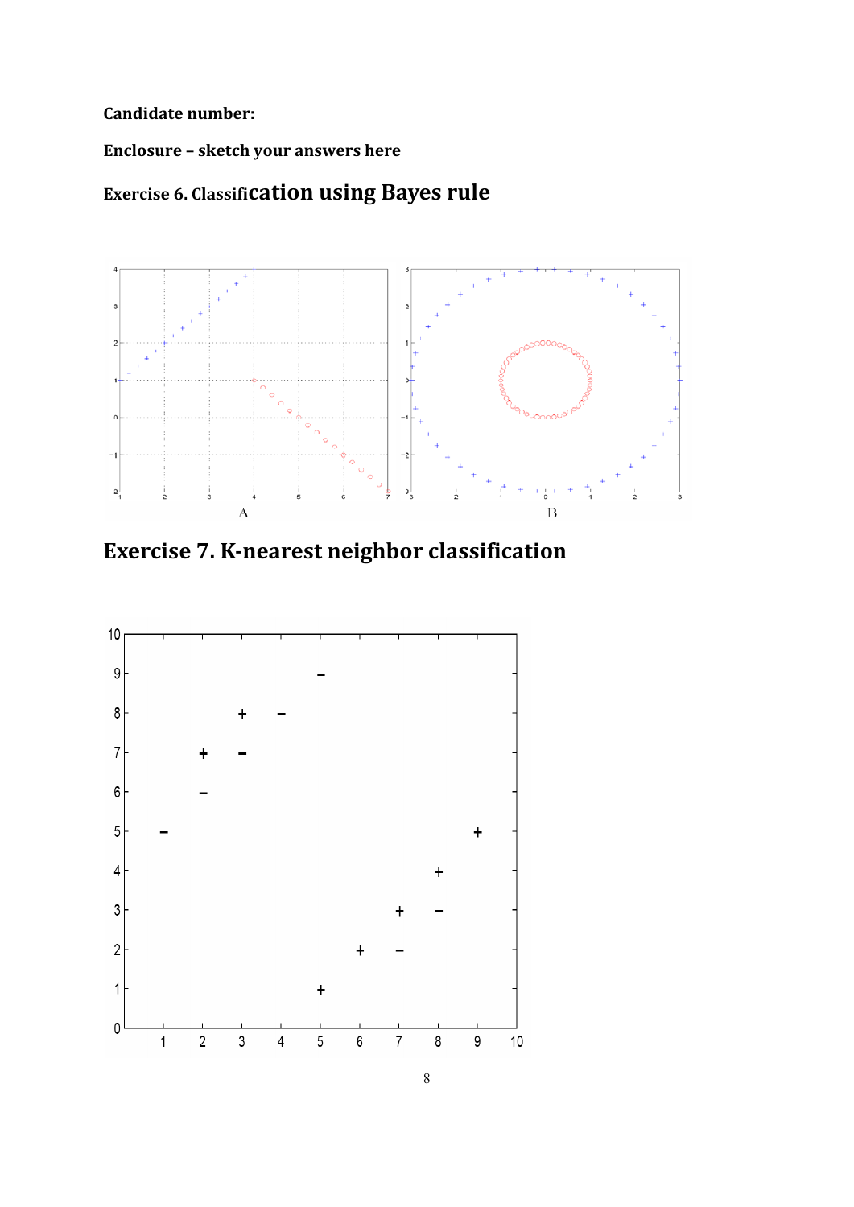**Candidate number:**

**Enclosure – sketch your answers here**

## Exercise 6. Classification using Bayes rule

A

B

## Exercise 7. K-nearest neighbor classification

10
9
8
7
6
5
4
3
2
1
0
1 2 3 4 5 6 7 8 9 10